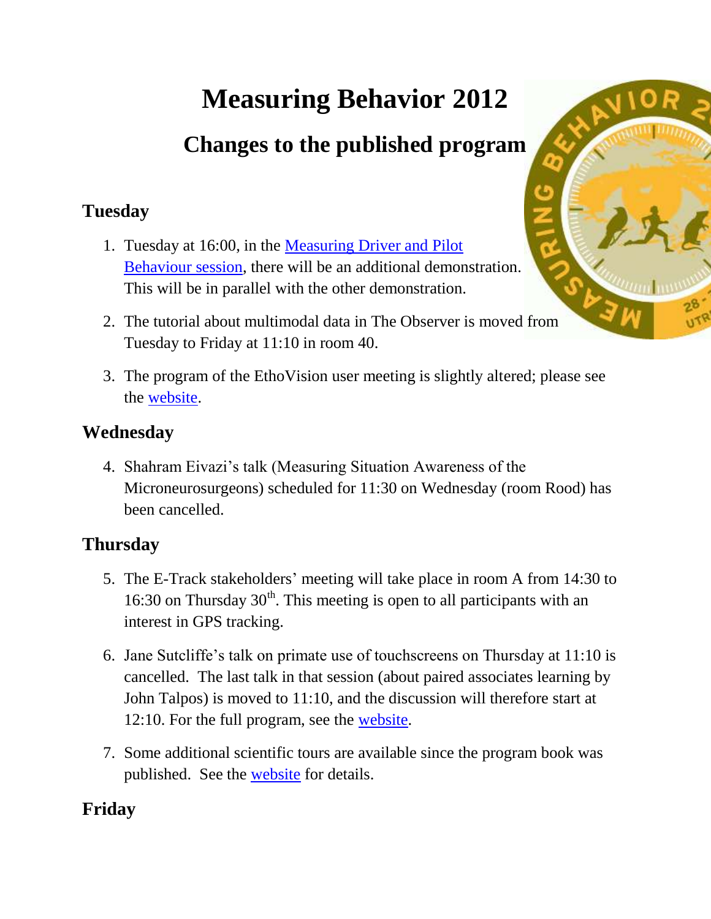# Measuring Behavior 2012

## Changes to the published program

### Tuesday

1. Tuesday at 16:00, in the Measuring Driver and Pilot Behaviour session, there will be an additional demonstration. This will be in parallel with the other demonstration.
2. The tutorial about multimodal data in The Observer is moved from Tuesday to Friday at 11:10 in room 40.
3. The program of the EthoVision user meeting is slightly altered; please see the website.

### Wednesday

4. Shahram Eivazi's talk (Measuring Situation Awareness of the Microneurosurgeons) scheduled for 11:30 on Wednesday (room Rood) has been cancelled.

### Thursday

5. The E-Track stakeholders' meeting will take place in room A from 14:30 to 16:30 on Thursday 30th. This meeting is open to all participants with an interest in GPS tracking.
6. Jane Sutcliffe's talk on primate use of touchscreens on Thursday at 11:10 is cancelled. The last talk in that session (about paired associates learning by John Talpos) is moved to 11:10, and the discussion will therefore start at 12:10. For the full program, see the website.
7. Some additional scientific tours are available since the program book was published. See the website for details.

### Friday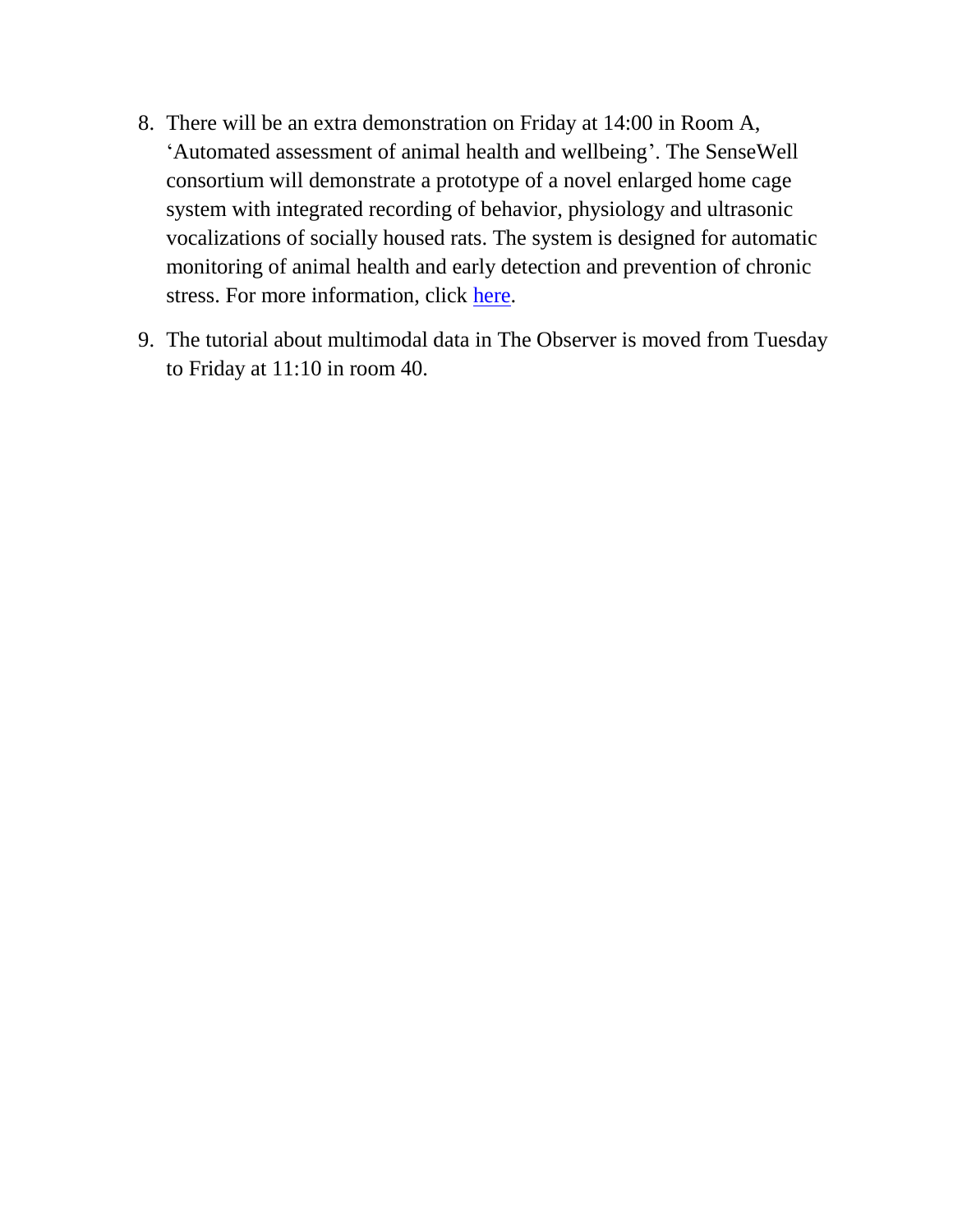8. There will be an extra demonstration on Friday at 14:00 in Room A, ‘Automated assessment of animal health and wellbeing’. The SenseWell consortium will demonstrate a prototype of a novel enlarged home cage system with integrated recording of behavior, physiology and ultrasonic vocalizations of socially housed rats. The system is designed for automatic monitoring of animal health and early detection and prevention of chronic stress. For more information, click here.

9. The tutorial about multimodal data in The Observer is moved from Tuesday to Friday at 11:10 in room 40.